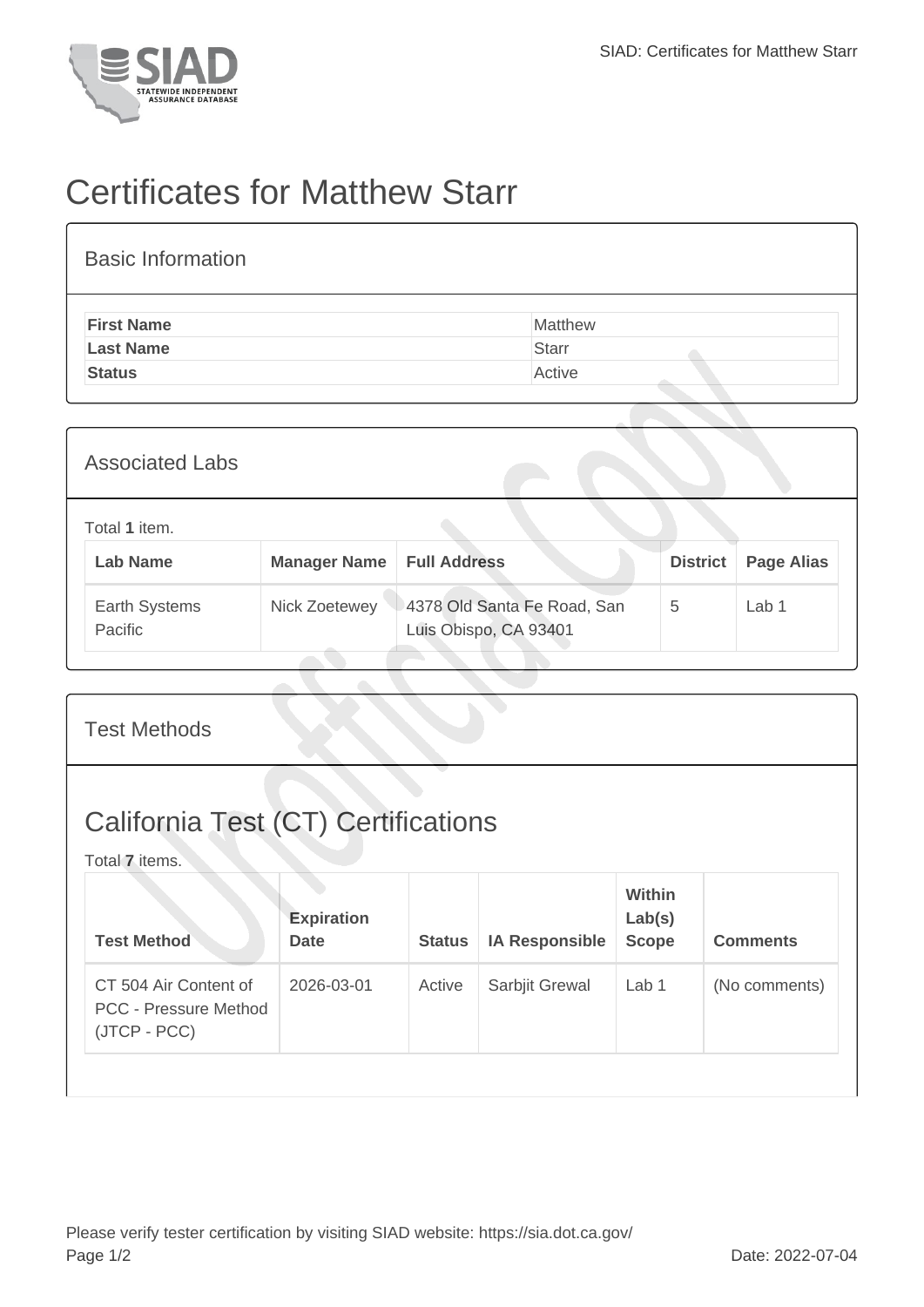# Certificates for Matthew Starr

## Basic Information

| | |
|---|---|
| **First Name** | Matthew |
| **Last Name** | Starr |
| **Status** | Active |

## Associated Labs

Total **1** item.

| Lab Name | Manager Name | Full Address | District | Page Alias |
|---|---|---|---|---|
| Earth Systems Pacific | Nick Zoetewey | 4378 Old Santa Fe Road, San Luis Obispo, CA 93401 | 5 | Lab 1 |

## Test Methods

## California Test (CT) Certifications

Total **7** items.

| Test Method | Expiration Date | Status | IA Responsible | Within Lab(s) Scope | Comments |
|---|---|---|---|---|---|
| CT 504 Air Content of PCC - Pressure Method (JTCP - PCC) | 2026-03-01 | Active | Sarbjit Grewal | Lab 1 | (No comments) |

Please verify tester certification by visiting SIAD website: https://sia.dot.ca.gov/

Date: 2022-07-04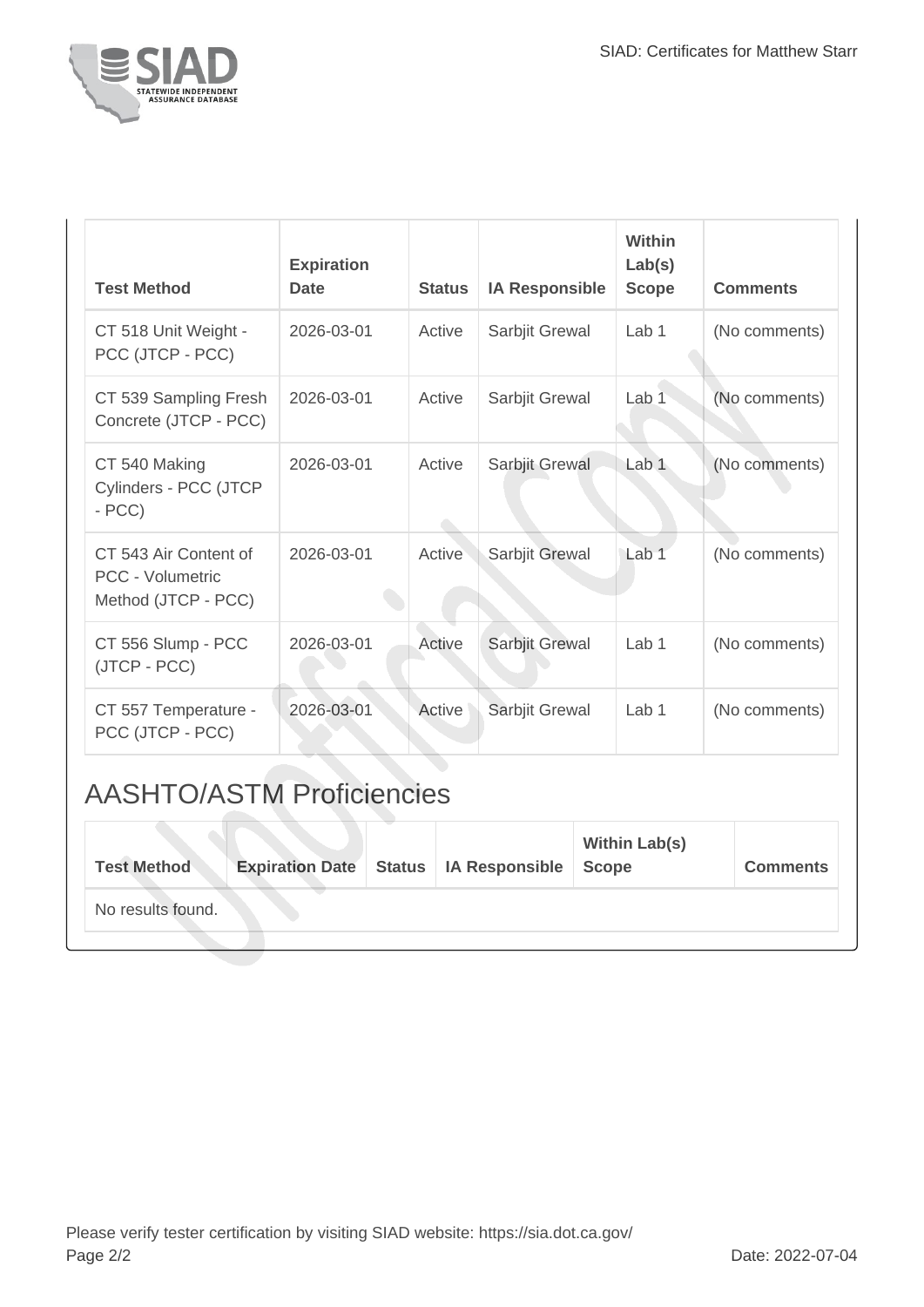| Test Method | Expiration Date | Status | IA Responsible | Within Lab(s) Scope | Comments |
| --- | --- | --- | --- | --- | --- |
| CT 518 Unit Weight - PCC (JTCP - PCC) | 2026-03-01 | Active | Sarbjit Grewal | Lab 1 | (No comments) |
| CT 539 Sampling Fresh Concrete (JTCP - PCC) | 2026-03-01 | Active | Sarbjit Grewal | Lab 1 | (No comments) |
| CT 540 Making Cylinders - PCC (JTCP - PCC) | 2026-03-01 | Active | Sarbjit Grewal | Lab 1 | (No comments) |
| CT 543 Air Content of PCC - Volumetric Method (JTCP - PCC) | 2026-03-01 | Active | Sarbjit Grewal | Lab 1 | (No comments) |
| CT 556 Slump - PCC (JTCP - PCC) | 2026-03-01 | Active | Sarbjit Grewal | Lab 1 | (No comments) |
| CT 557 Temperature - PCC (JTCP - PCC) | 2026-03-01 | Active | Sarbjit Grewal | Lab 1 | (No comments) |

## AASHTO/ASTM Proficiencies

| Test Method | Expiration Date | Status | IA Responsible | Within Lab(s) Scope | Comments |
| --- | --- | --- | --- | --- | --- |
| No results found. | | | | | |

Please verify tester certification by visiting SIAD website: https://sia.dot.ca.gov/

Date: 2022-07-04